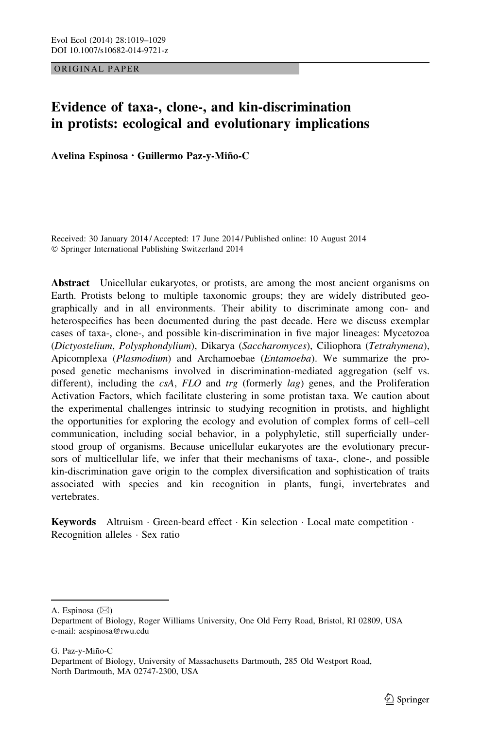ORIGINAL PAPER

# Evidence of taxa-, clone-, and kin-discrimination in protists: ecological and evolutionary implications

**Avelina Espinosa · Guillermo Paz-y-Miño-C**

Received: 30 January 2014 / Accepted: 17 June 2014 / Published online: 10 August 2014
© Springer International Publishing Switzerland 2014

**Abstract** Unicellular eukaryotes, or protists, are among the most ancient organisms on Earth. Protists belong to multiple taxonomic groups; they are widely distributed geographically and in all environments. Their ability to discriminate among con- and heterospecifics has been documented during the past decade. Here we discuss exemplar cases of taxa-, clone-, and possible kin-discrimination in five major lineages: Mycetozoa (*Dictyostelium*, *Polysphondylium*), Dikarya (*Saccharomyces*), Ciliophora (*Tetrahymena*), Apicomplexa (*Plasmodium*) and Archamoebae (*Entamoeba*). We summarize the proposed genetic mechanisms involved in discrimination-mediated aggregation (self vs. different), including the *csA*, *FLO* and *trg* (formerly *lag*) genes, and the Proliferation Activation Factors, which facilitate clustering in some protistan taxa. We caution about the experimental challenges intrinsic to studying recognition in protists, and highlight the opportunities for exploring the ecology and evolution of complex forms of cell–cell communication, including social behavior, in a polyphyletic, still superficially understood group of organisms. Because unicellular eukaryotes are the evolutionary precursors of multicellular life, we infer that their mechanisms of taxa-, clone-, and possible kin-discrimination gave origin to the complex diversification and sophistication of traits associated with species and kin recognition in plants, fungi, invertebrates and vertebrates.

**Keywords** Altruism · Green-beard effect · Kin selection · Local mate competition · Recognition alleles · Sex ratio

---

A. Espinosa (✉)
Department of Biology, Roger Williams University, One Old Ferry Road, Bristol, RI 02809, USA
e-mail: aespinosa@rwu.edu

G. Paz-y-Miño-C
Department of Biology, University of Massachusetts Dartmouth, 285 Old Westport Road, North Dartmouth, MA 02747-2300, USA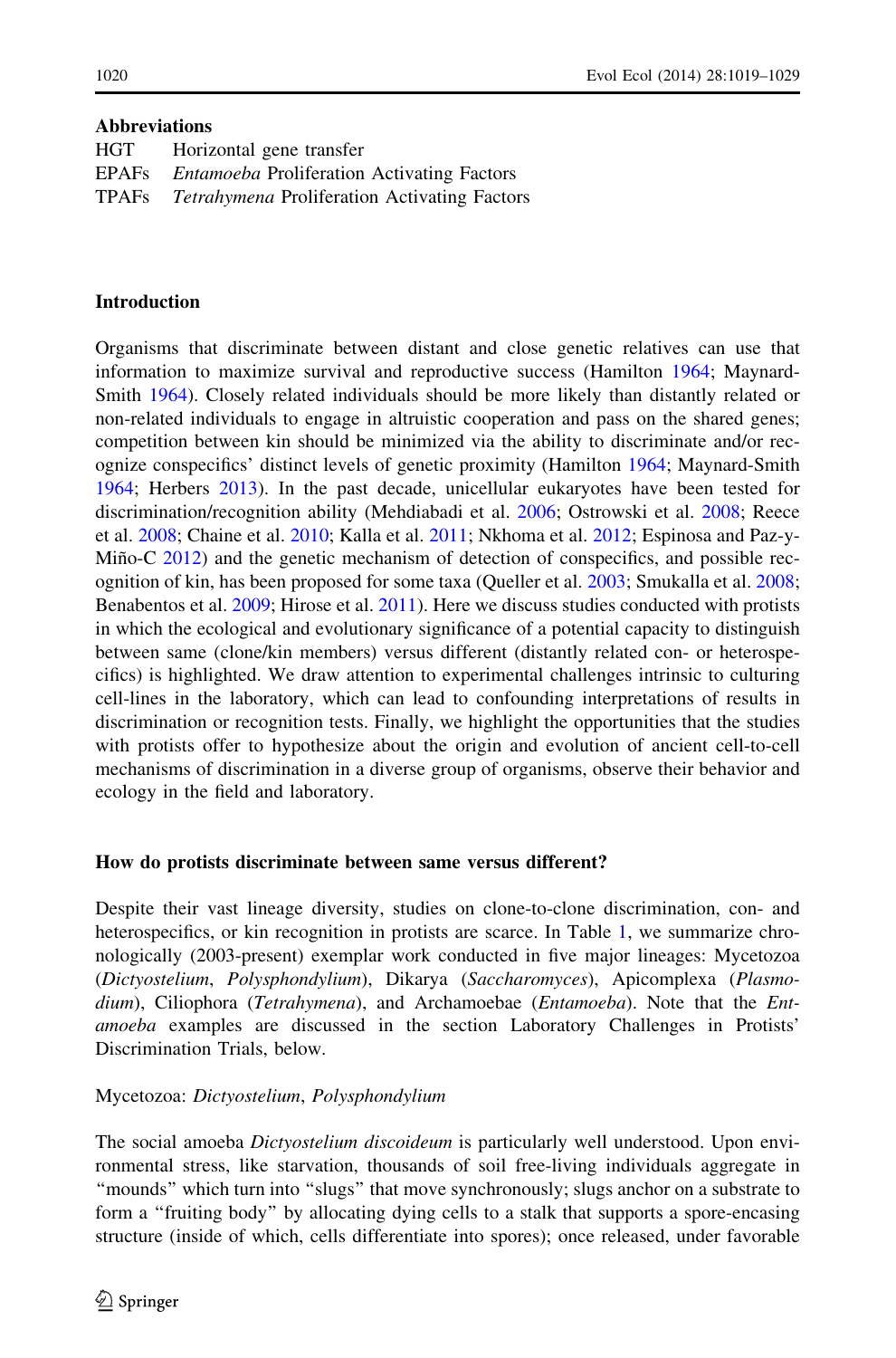**Abbreviations**

HGT Horizontal gene transfer
EPAFs *Entamoeba* Proliferation Activating Factors
TPAFs *Tetrahymena* Proliferation Activating Factors

## Introduction

Organisms that discriminate between distant and close genetic relatives can use that information to maximize survival and reproductive success (Hamilton 1964; Maynard-Smith 1964). Closely related individuals should be more likely than distantly related or non-related individuals to engage in altruistic cooperation and pass on the shared genes; competition between kin should be minimized via the ability to discriminate and/or recognize conspecifics' distinct levels of genetic proximity (Hamilton 1964; Maynard-Smith 1964; Herbers 2013). In the past decade, unicellular eukaryotes have been tested for discrimination/recognition ability (Mehdiabadi et al. 2006; Ostrowski et al. 2008; Reece et al. 2008; Chaine et al. 2010; Kalla et al. 2011; Nkhoma et al. 2012; Espinosa and Paz-y-Miño-C 2012) and the genetic mechanism of detection of conspecifics, and possible recognition of kin, has been proposed for some taxa (Queller et al. 2003; Smukalla et al. 2008; Benabentos et al. 2009; Hirose et al. 2011). Here we discuss studies conducted with protists in which the ecological and evolutionary significance of a potential capacity to distinguish between same (clone/kin members) versus different (distantly related con- or heterospecifics) is highlighted. We draw attention to experimental challenges intrinsic to culturing cell-lines in the laboratory, which can lead to confounding interpretations of results in discrimination or recognition tests. Finally, we highlight the opportunities that the studies with protists offer to hypothesize about the origin and evolution of ancient cell-to-cell mechanisms of discrimination in a diverse group of organisms, observe their behavior and ecology in the field and laboratory.

## How do protists discriminate between same versus different?

Despite their vast lineage diversity, studies on clone-to-clone discrimination, con- and heterospecifics, or kin recognition in protists are scarce. In Table 1, we summarize chronologically (2003-present) exemplar work conducted in five major lineages: Mycetozoa (*Dictyostelium*, *Polysphondylium*), Dikarya (*Saccharomyces*), Apicomplexa (*Plasmodium*), Ciliophora (*Tetrahymena*), and Archamoebae (*Entamoeba*). Note that the *Entamoeba* examples are discussed in the section Laboratory Challenges in Protists' Discrimination Trials, below.

### Mycetozoa: *Dictyostelium*, *Polysphondylium*

The social amoeba *Dictyostelium discoideum* is particularly well understood. Upon environmental stress, like starvation, thousands of soil free-living individuals aggregate in "mounds" which turn into "slugs" that move synchronously; slugs anchor on a substrate to form a "fruiting body" by allocating dying cells to a stalk that supports a spore-encasing structure (inside of which, cells differentiate into spores); once released, under favorable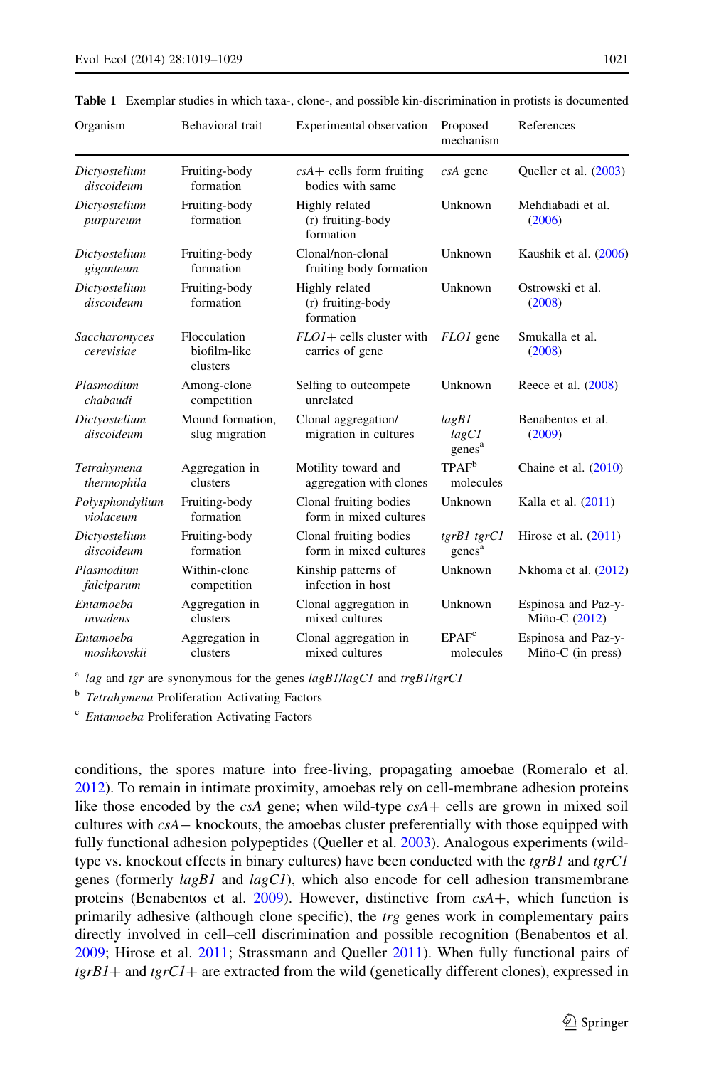**Table 1** Exemplar studies in which taxa-, clone-, and possible kin-discrimination in protists is documented

| Organism | Behavioral trait | Experimental observation | Proposed mechanism | References |
|---|---|---|---|---|
| *Dictyostelium discoideum* | Fruiting-body formation | *csA*+ cells form fruiting bodies with same | *csA* gene | Queller et al. (2003) |
| *Dictyostelium purpureum* | Fruiting-body formation | Highly related (r) fruiting-body formation | Unknown | Mehdiabadi et al. (2006) |
| *Dictyostelium giganteum* | Fruiting-body formation | Clonal/non-clonal fruiting body formation | Unknown | Kaushik et al. (2006) |
| *Dictyostelium discoideum* | Fruiting-body formation | Highly related (r) fruiting-body formation | Unknown | Ostrowski et al. (2008) |
| *Saccharomyces cerevisiae* | Flocculation biofilm-like clusters | *FLO1*+ cells cluster with carries of gene | *FLO1* gene | Smukalla et al. (2008) |
| *Plasmodium chabaudi* | Among-clone competition | Selfing to outcompete unrelated | Unknown | Reece et al. (2008) |
| *Dictyostelium discoideum* | Mound formation, slug migration | Clonal aggregation/ migration in cultures | *lagB1 lagC1* genes[a] | Benabentos et al. (2009) |
| *Tetrahymena thermophila* | Aggregation in clusters | Motility toward and aggregation with clones | TPAF[b] molecules | Chaine et al. (2010) |
| *Polysphondylium violaceum* | Fruiting-body formation | Clonal fruiting bodies form in mixed cultures | Unknown | Kalla et al. (2011) |
| *Dictyostelium discoideum* | Fruiting-body formation | Clonal fruiting bodies form in mixed cultures | *tgrB1 tgrC1* genes[a] | Hirose et al. (2011) |
| *Plasmodium falciparum* | Within-clone competition | Kinship patterns of infection in host | Unknown | Nkhoma et al. (2012) |
| *Entamoeba invadens* | Aggregation in clusters | Clonal aggregation in mixed cultures | Unknown | Espinosa and Paz-y-Miño-C (2012) |
| *Entamoeba moshkovskii* | Aggregation in clusters | Clonal aggregation in mixed cultures | EPAF[c] molecules | Espinosa and Paz-y-Miño-C (in press) |

[a] *lag* and *tgr* are synonymous for the genes *lagB1*/*lagC1* and *trgB1*/*tgrC1*

[b] *Tetrahymena* Proliferation Activating Factors

[c] *Entamoeba* Proliferation Activating Factors

conditions, the spores mature into free-living, propagating amoebae (Romeralo et al. 2012). To remain in intimate proximity, amoebas rely on cell-membrane adhesion proteins like those encoded by the *csA* gene; when wild-type *csA*+ cells are grown in mixed soil cultures with *csA*− knockouts, the amoebas cluster preferentially with those equipped with fully functional adhesion polypeptides (Queller et al. 2003). Analogous experiments (wild-type vs. knockout effects in binary cultures) have been conducted with the *tgrB1* and *tgrC1* genes (formerly *lagB1* and *lagC1*), which also encode for cell adhesion transmembrane proteins (Benabentos et al. 2009). However, distinctive from *csA*+, which function is primarily adhesive (although clone specific), the *trg* genes work in complementary pairs directly involved in cell–cell discrimination and possible recognition (Benabentos et al. 2009; Hirose et al. 2011; Strassmann and Queller 2011). When fully functional pairs of *tgrB1*+ and *tgrC1*+ are extracted from the wild (genetically different clones), expressed in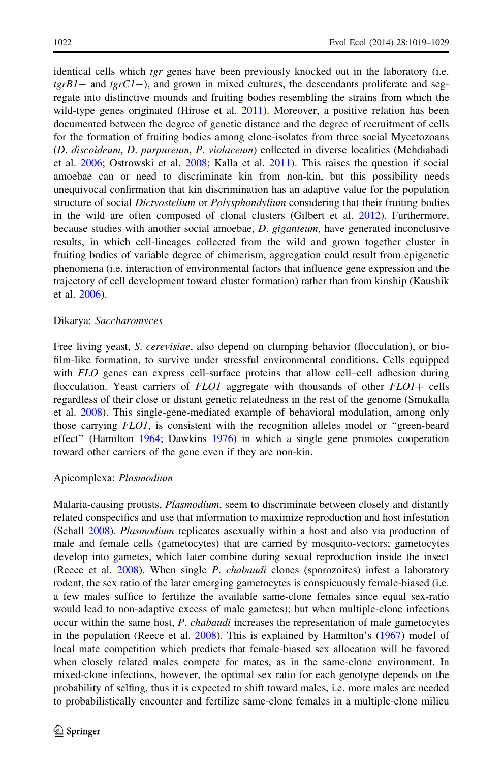identical cells which *tgr* genes have been previously knocked out in the laboratory (i.e. *tgrB1*− and *tgrC1*−), and grown in mixed cultures, the descendants proliferate and segregate into distinctive mounds and fruiting bodies resembling the strains from which the wild-type genes originated (Hirose et al. 2011). Moreover, a positive relation has been documented between the degree of genetic distance and the degree of recruitment of cells for the formation of fruiting bodies among clone-isolates from three social Mycetozoans (*D. discoideum*, *D. purpureum*, *P. violaceum*) collected in diverse localities (Mehdiabadi et al. 2006; Ostrowski et al. 2008; Kalla et al. 2011). This raises the question if social amoebae can or need to discriminate kin from non-kin, but this possibility needs unequivocal confirmation that kin discrimination has an adaptive value for the population structure of social *Dictyostelium* or *Polysphondylium* considering that their fruiting bodies in the wild are often composed of clonal clusters (Gilbert et al. 2012). Furthermore, because studies with another social amoebae, *D. giganteum*, have generated inconclusive results, in which cell-lineages collected from the wild and grown together cluster in fruiting bodies of variable degree of chimerism, aggregation could result from epigenetic phenomena (i.e. interaction of environmental factors that influence gene expression and the trajectory of cell development toward cluster formation) rather than from kinship (Kaushik et al. 2006).

Dikarya: *Saccharomyces*

Free living yeast, *S. cerevisiae*, also depend on clumping behavior (flocculation), or biofilm-like formation, to survive under stressful environmental conditions. Cells equipped with *FLO* genes can express cell-surface proteins that allow cell–cell adhesion during flocculation. Yeast carriers of *FLO1* aggregate with thousands of other *FLO1*+ cells regardless of their close or distant genetic relatedness in the rest of the genome (Smukalla et al. 2008). This single-gene-mediated example of behavioral modulation, among only those carrying *FLO1*, is consistent with the recognition alleles model or "green-beard effect" (Hamilton 1964; Dawkins 1976) in which a single gene promotes cooperation toward other carriers of the gene even if they are non-kin.

Apicomplexa: *Plasmodium*

Malaria-causing protists, *Plasmodium*, seem to discriminate between closely and distantly related conspecifics and use that information to maximize reproduction and host infestation (Schall 2008). *Plasmodium* replicates asexually within a host and also via production of male and female cells (gametocytes) that are carried by mosquito-vectors; gametocytes develop into gametes, which later combine during sexual reproduction inside the insect (Reece et al. 2008). When single *P. chabaudi* clones (sporozoites) infest a laboratory rodent, the sex ratio of the later emerging gametocytes is conspicuously female-biased (i.e. a few males suffice to fertilize the available same-clone females since equal sex-ratio would lead to non-adaptive excess of male gametes); but when multiple-clone infections occur within the same host, *P. chabaudi* increases the representation of male gametocytes in the population (Reece et al. 2008). This is explained by Hamilton's (1967) model of local mate competition which predicts that female-biased sex allocation will be favored when closely related males compete for mates, as in the same-clone environment. In mixed-clone infections, however, the optimal sex ratio for each genotype depends on the probability of selfing, thus it is expected to shift toward males, i.e. more males are needed to probabilistically encounter and fertilize same-clone females in a multiple-clone milieu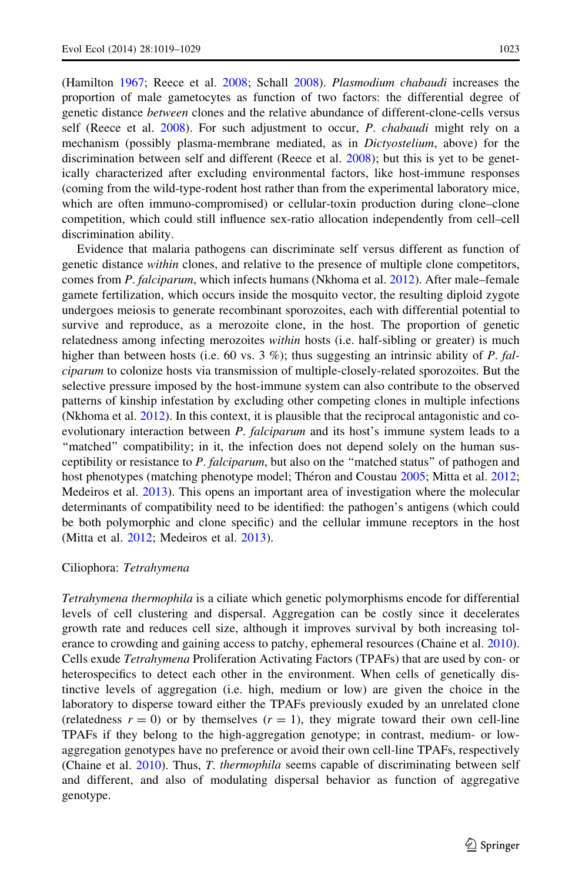(Hamilton 1967; Reece et al. 2008; Schall 2008). *Plasmodium chabaudi* increases the proportion of male gametocytes as function of two factors: the differential degree of genetic distance *between* clones and the relative abundance of different-clone-cells versus self (Reece et al. 2008). For such adjustment to occur, *P. chabaudi* might rely on a mechanism (possibly plasma-membrane mediated, as in *Dictyostelium*, above) for the discrimination between self and different (Reece et al. 2008); but this is yet to be genetically characterized after excluding environmental factors, like host-immune responses (coming from the wild-type-rodent host rather than from the experimental laboratory mice, which are often immuno-compromised) or cellular-toxin production during clone–clone competition, which could still influence sex-ratio allocation independently from cell–cell discrimination ability.

Evidence that malaria pathogens can discriminate self versus different as function of genetic distance *within* clones, and relative to the presence of multiple clone competitors, comes from *P. falciparum*, which infects humans (Nkhoma et al. 2012). After male–female gamete fertilization, which occurs inside the mosquito vector, the resulting diploid zygote undergoes meiosis to generate recombinant sporozoites, each with differential potential to survive and reproduce, as a merozoite clone, in the host. The proportion of genetic relatedness among infecting merozoites *within* hosts (i.e. half-sibling or greater) is much higher than between hosts (i.e. 60 vs. 3 %); thus suggesting an intrinsic ability of *P. falciparum* to colonize hosts via transmission of multiple-closely-related sporozoites. But the selective pressure imposed by the host-immune system can also contribute to the observed patterns of kinship infestation by excluding other competing clones in multiple infections (Nkhoma et al. 2012). In this context, it is plausible that the reciprocal antagonistic and co-evolutionary interaction between *P. falciparum* and its host's immune system leads to a "matched" compatibility; in it, the infection does not depend solely on the human susceptibility or resistance to *P. falciparum*, but also on the "matched status" of pathogen and host phenotypes (matching phenotype model; Théron and Coustau 2005; Mitta et al. 2012; Medeiros et al. 2013). This opens an important area of investigation where the molecular determinants of compatibility need to be identified: the pathogen's antigens (which could be both polymorphic and clone specific) and the cellular immune receptors in the host (Mitta et al. 2012; Medeiros et al. 2013).

### Ciliophora: *Tetrahymena*

*Tetrahymena thermophila* is a ciliate which genetic polymorphisms encode for differential levels of cell clustering and dispersal. Aggregation can be costly since it decelerates growth rate and reduces cell size, although it improves survival by both increasing tolerance to crowding and gaining access to patchy, ephemeral resources (Chaine et al. 2010). Cells exude *Tetrahymena* Proliferation Activating Factors (TPAFs) that are used by con- or heterospecifics to detect each other in the environment. When cells of genetically distinctive levels of aggregation (i.e. high, medium or low) are given the choice in the laboratory to disperse toward either the TPAFs previously exuded by an unrelated clone (relatedness $r = 0$) or by themselves ($r = 1$), they migrate toward their own cell-line TPAFs if they belong to the high-aggregation genotype; in contrast, medium- or low-aggregation genotypes have no preference or avoid their own cell-line TPAFs, respectively (Chaine et al. 2010). Thus, *T. thermophila* seems capable of discriminating between self and different, and also of modulating dispersal behavior as function of aggregative genotype.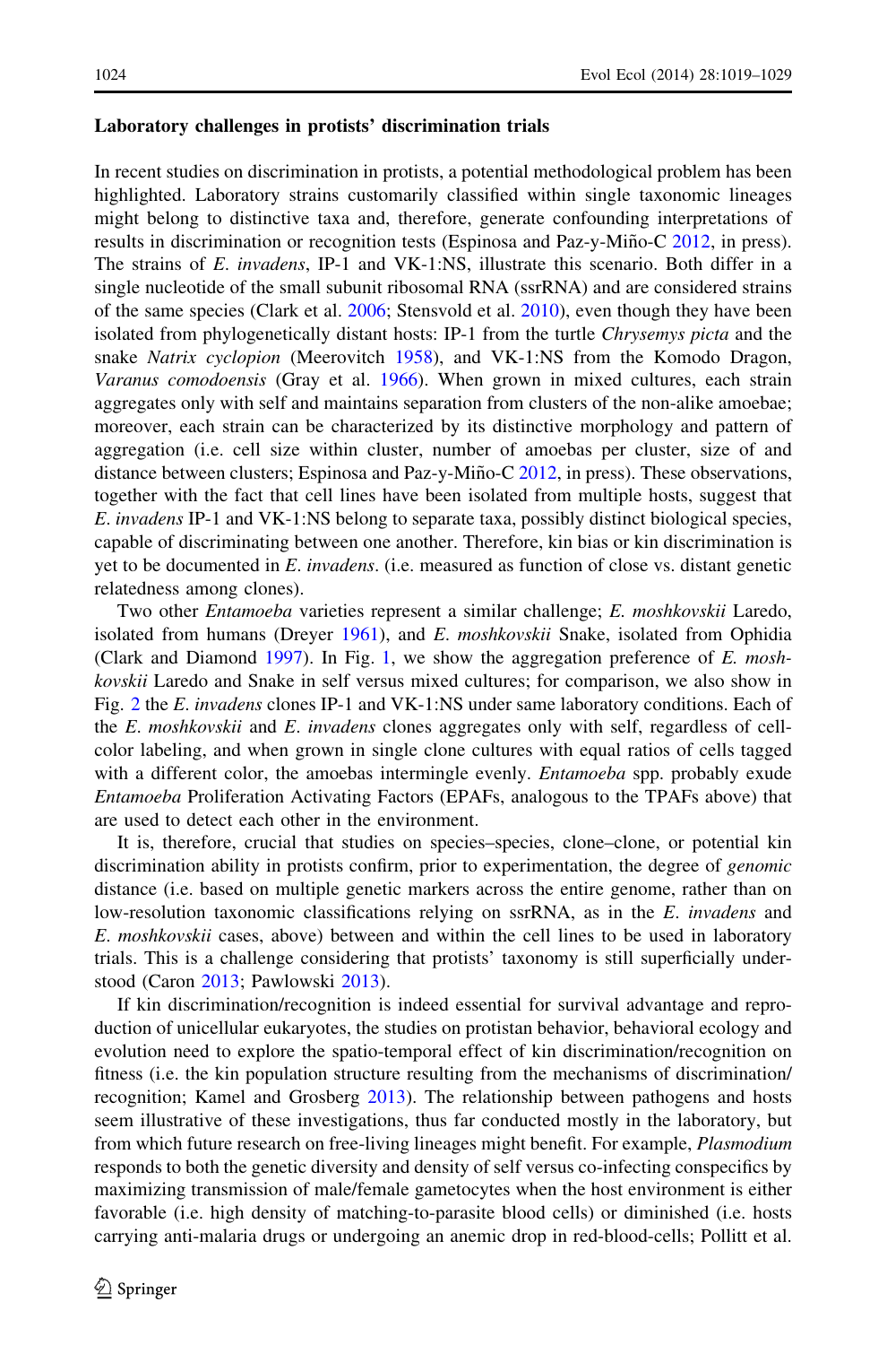#### Laboratory challenges in protists' discrimination trials

In recent studies on discrimination in protists, a potential methodological problem has been highlighted. Laboratory strains customarily classified within single taxonomic lineages might belong to distinctive taxa and, therefore, generate confounding interpretations of results in discrimination or recognition tests (Espinosa and Paz-y-Miño-C 2012, in press). The strains of *E. invadens*, IP-1 and VK-1:NS, illustrate this scenario. Both differ in a single nucleotide of the small subunit ribosomal RNA (ssrRNA) and are considered strains of the same species (Clark et al. 2006; Stensvold et al. 2010), even though they have been isolated from phylogenetically distant hosts: IP-1 from the turtle *Chrysemys picta* and the snake *Natrix cyclopion* (Meerovitch 1958), and VK-1:NS from the Komodo Dragon, *Varanus comodoensis* (Gray et al. 1966). When grown in mixed cultures, each strain aggregates only with self and maintains separation from clusters of the non-alike amoebae; moreover, each strain can be characterized by its distinctive morphology and pattern of aggregation (i.e. cell size within cluster, number of amoebas per cluster, size of and distance between clusters; Espinosa and Paz-y-Miño-C 2012, in press). These observations, together with the fact that cell lines have been isolated from multiple hosts, suggest that *E. invadens* IP-1 and VK-1:NS belong to separate taxa, possibly distinct biological species, capable of discriminating between one another. Therefore, kin bias or kin discrimination is yet to be documented in *E. invadens*. (i.e. measured as function of close vs. distant genetic relatedness among clones).

Two other *Entamoeba* varieties represent a similar challenge; *E. moshkovskii* Laredo, isolated from humans (Dreyer 1961), and *E. moshkovskii* Snake, isolated from Ophidia (Clark and Diamond 1997). In Fig. 1, we show the aggregation preference of *E. moshkovskii* Laredo and Snake in self versus mixed cultures; for comparison, we also show in Fig. 2 the *E. invadens* clones IP-1 and VK-1:NS under same laboratory conditions. Each of the *E. moshkovskii* and *E. invadens* clones aggregates only with self, regardless of cell-color labeling, and when grown in single clone cultures with equal ratios of cells tagged with a different color, the amoebas intermingle evenly. *Entamoeba* spp. probably exude *Entamoeba* Proliferation Activating Factors (EPAFs, analogous to the TPAFs above) that are used to detect each other in the environment.

It is, therefore, crucial that studies on species–species, clone–clone, or potential kin discrimination ability in protists confirm, prior to experimentation, the degree of *genomic* distance (i.e. based on multiple genetic markers across the entire genome, rather than on low-resolution taxonomic classifications relying on ssrRNA, as in the *E. invadens* and *E. moshkovskii* cases, above) between and within the cell lines to be used in laboratory trials. This is a challenge considering that protists' taxonomy is still superficially understood (Caron 2013; Pawlowski 2013).

If kin discrimination/recognition is indeed essential for survival advantage and reproduction of unicellular eukaryotes, the studies on protistan behavior, behavioral ecology and evolution need to explore the spatio-temporal effect of kin discrimination/recognition on fitness (i.e. the kin population structure resulting from the mechanisms of discrimination/recognition; Kamel and Grosberg 2013). The relationship between pathogens and hosts seem illustrative of these investigations, thus far conducted mostly in the laboratory, but from which future research on free-living lineages might benefit. For example, *Plasmodium* responds to both the genetic diversity and density of self versus co-infecting conspecifics by maximizing transmission of male/female gametocytes when the host environment is either favorable (i.e. high density of matching-to-parasite blood cells) or diminished (i.e. hosts carrying anti-malaria drugs or undergoing an anemic drop in red-blood-cells; Pollitt et al.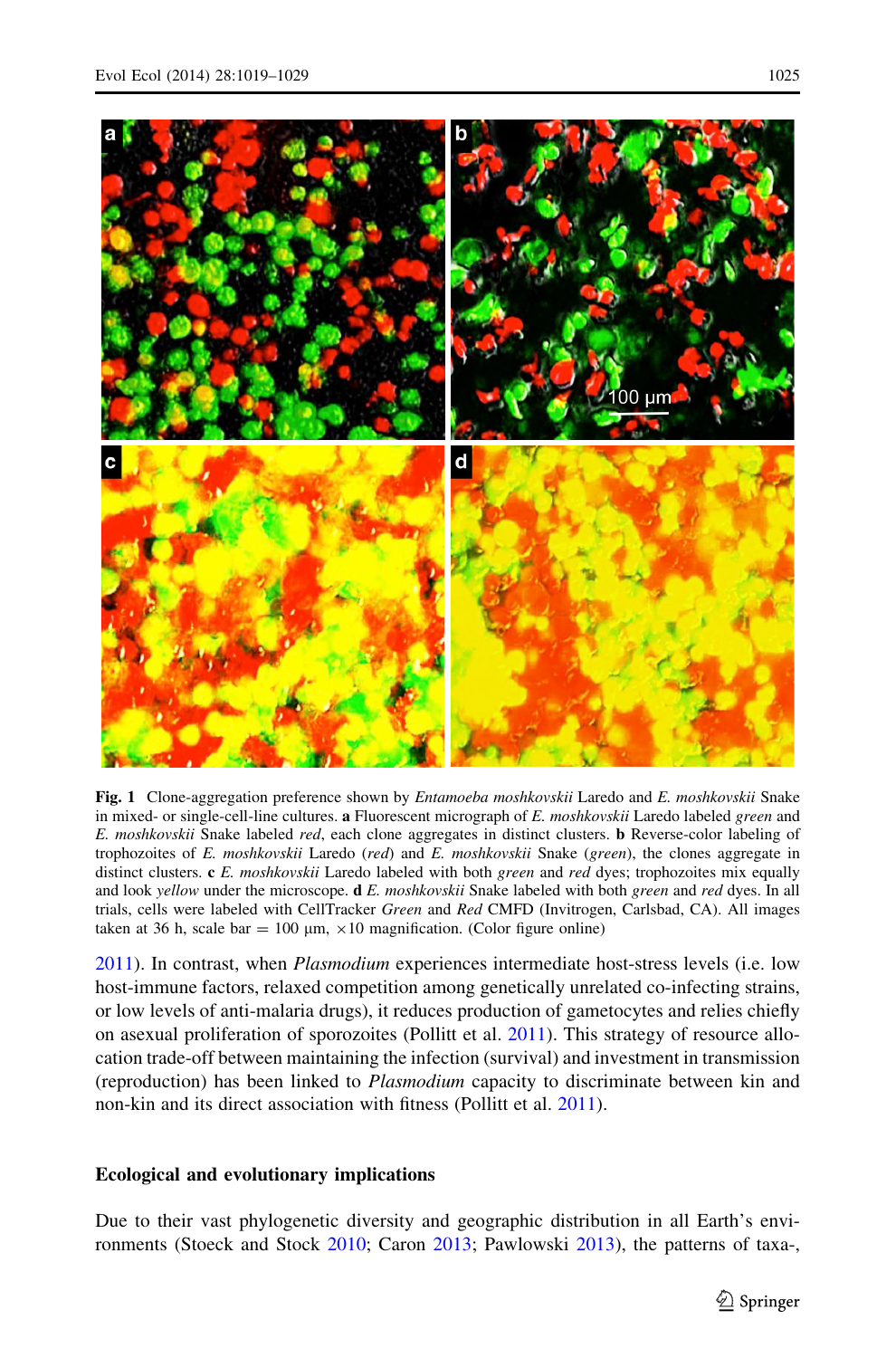**Fig. 1** Clone-aggregation preference shown by *Entamoeba moshkovskii* Laredo and *E. moshkovskii* Snake in mixed- or single-cell-line cultures. **a** Fluorescent micrograph of *E. moshkovskii* Laredo labeled *green* and *E. moshkovskii* Snake labeled *red*, each clone aggregates in distinct clusters. **b** Reverse-color labeling of trophozoites of *E. moshkovskii* Laredo (*red*) and *E. moshkovskii* Snake (*green*), the clones aggregate in distinct clusters. **c** *E. moshkovskii* Laredo labeled with both *green* and *red* dyes; trophozoites mix equally and look *yellow* under the microscope. **d** *E. moshkovskii* Snake labeled with both *green* and *red* dyes. In all trials, cells were labeled with CellTracker *Green* and *Red* CMFD (Invitrogen, Carlsbad, CA). All images taken at 36 h, scale bar = 100 μm, ×10 magnification. (Color figure online)

2011). In contrast, when *Plasmodium* experiences intermediate host-stress levels (i.e. low host-immune factors, relaxed competition among genetically unrelated co-infecting strains, or low levels of anti-malaria drugs), it reduces production of gametocytes and relies chiefly on asexual proliferation of sporozoites (Pollitt et al. 2011). This strategy of resource allocation trade-off between maintaining the infection (survival) and investment in transmission (reproduction) has been linked to *Plasmodium* capacity to discriminate between kin and non-kin and its direct association with fitness (Pollitt et al. 2011).

## Ecological and evolutionary implications

Due to their vast phylogenetic diversity and geographic distribution in all Earth's environments (Stoeck and Stock 2010; Caron 2013; Pawlowski 2013), the patterns of taxa-,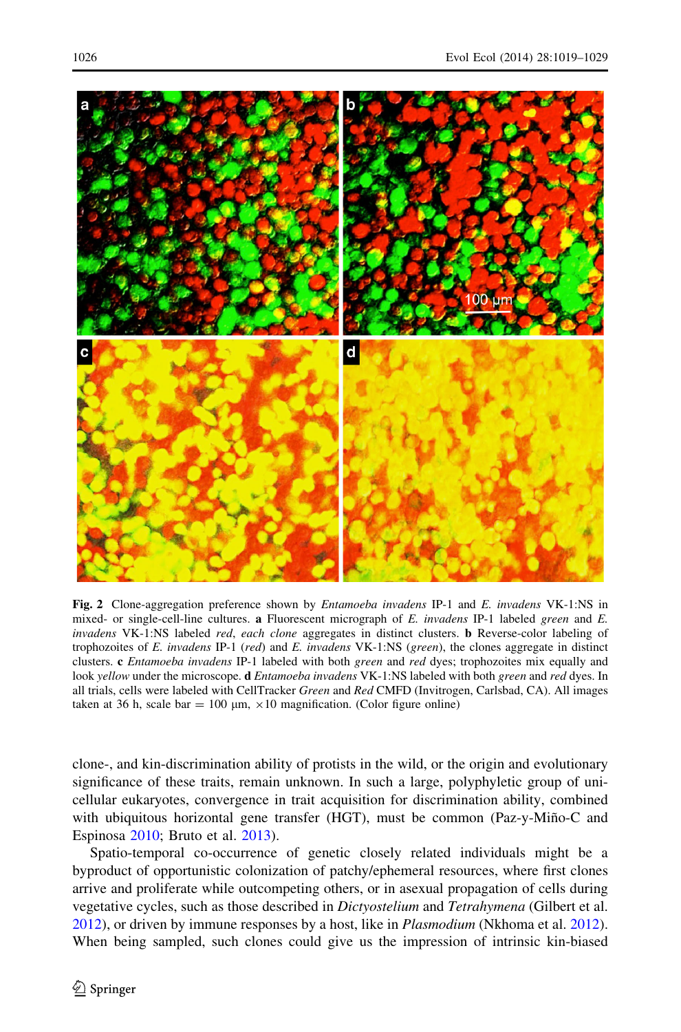**Fig. 2** Clone-aggregation preference shown by *Entamoeba invadens* IP-1 and *E. invadens* VK-1:NS in mixed- or single-cell-line cultures. **a** Fluorescent micrograph of *E. invadens* IP-1 labeled *green* and *E. invadens* VK-1:NS labeled *red*, *each clone* aggregates in distinct clusters. **b** Reverse-color labeling of trophozoites of *E. invadens* IP-1 (*red*) and *E. invadens* VK-1:NS (*green*), the clones aggregate in distinct clusters. **c** *Entamoeba invadens* IP-1 labeled with both *green* and *red* dyes; trophozoites mix equally and look *yellow* under the microscope. **d** *Entamoeba invadens* VK-1:NS labeled with both *green* and *red* dyes. In all trials, cells were labeled with CellTracker *Green* and *Red* CMFD (Invitrogen, Carlsbad, CA). All images taken at 36 h, scale bar = 100 μm, ×10 magnification. (Color figure online)

clone-, and kin-discrimination ability of protists in the wild, or the origin and evolutionary significance of these traits, remain unknown. In such a large, polyphyletic group of unicellular eukaryotes, convergence in trait acquisition for discrimination ability, combined with ubiquitous horizontal gene transfer (HGT), must be common (Paz-y-Miño-C and Espinosa 2010; Bruto et al. 2013).

Spatio-temporal co-occurrence of genetic closely related individuals might be a byproduct of opportunistic colonization of patchy/ephemeral resources, where first clones arrive and proliferate while outcompeting others, or in asexual propagation of cells during vegetative cycles, such as those described in *Dictyostelium* and *Tetrahymena* (Gilbert et al. 2012), or driven by immune responses by a host, like in *Plasmodium* (Nkhoma et al. 2012). When being sampled, such clones could give us the impression of intrinsic kin-biased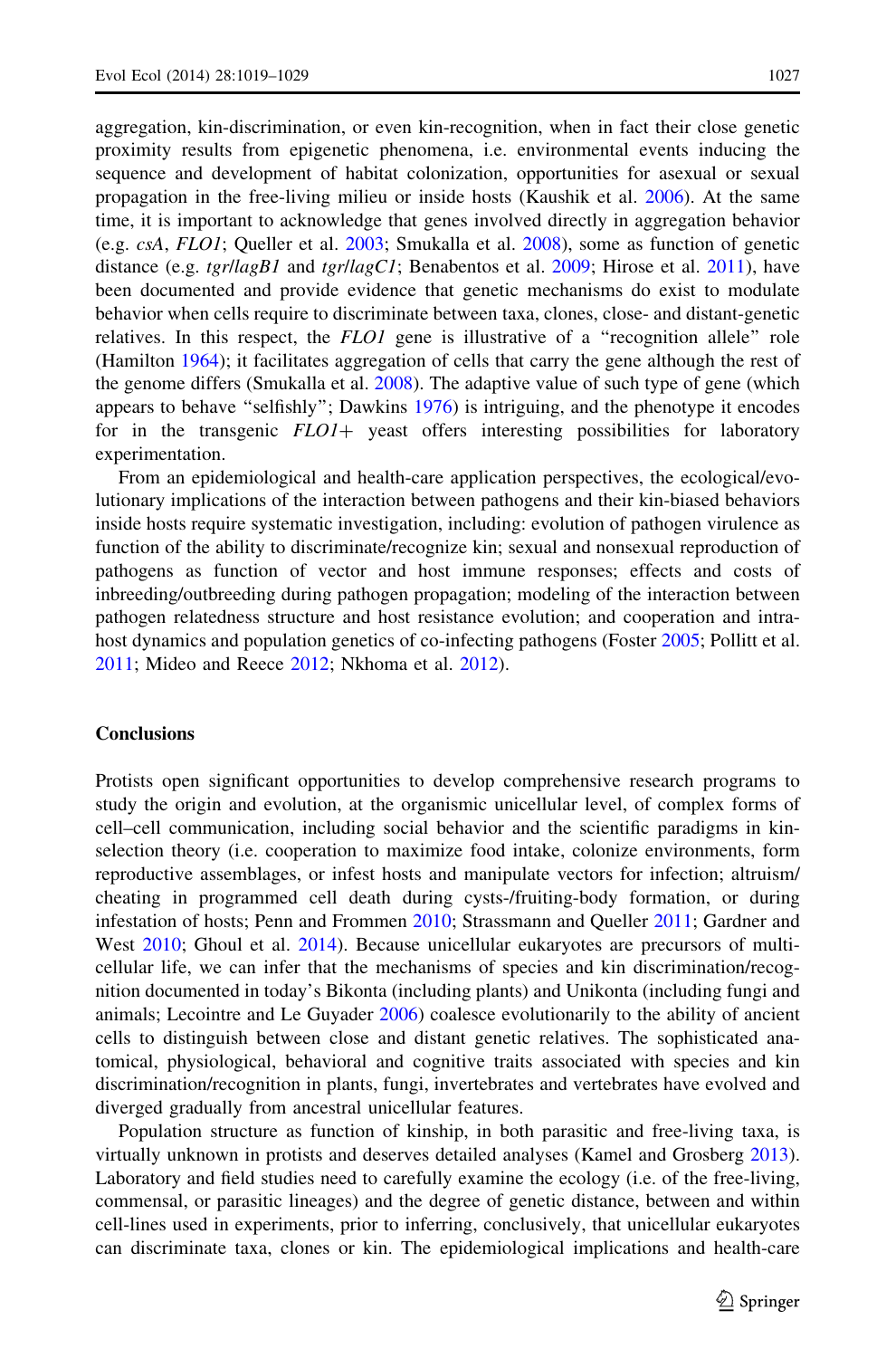aggregation, kin-discrimination, or even kin-recognition, when in fact their close genetic proximity results from epigenetic phenomena, i.e. environmental events inducing the sequence and development of habitat colonization, opportunities for asexual or sexual propagation in the free-living milieu or inside hosts (Kaushik et al. 2006). At the same time, it is important to acknowledge that genes involved directly in aggregation behavior (e.g. *csA*, *FLO1*; Queller et al. 2003; Smukalla et al. 2008), some as function of genetic distance (e.g. *tgr/lagB1* and *tgr/lagC1*; Benabentos et al. 2009; Hirose et al. 2011), have been documented and provide evidence that genetic mechanisms do exist to modulate behavior when cells require to discriminate between taxa, clones, close- and distant-genetic relatives. In this respect, the *FLO1* gene is illustrative of a "recognition allele" role (Hamilton 1964); it facilitates aggregation of cells that carry the gene although the rest of the genome differs (Smukalla et al. 2008). The adaptive value of such type of gene (which appears to behave "selfishly"; Dawkins 1976) is intriguing, and the phenotype it encodes for in the transgenic *FLO1+* yeast offers interesting possibilities for laboratory experimentation.

From an epidemiological and health-care application perspectives, the ecological/evolutionary implications of the interaction between pathogens and their kin-biased behaviors inside hosts require systematic investigation, including: evolution of pathogen virulence as function of the ability to discriminate/recognize kin; sexual and nonsexual reproduction of pathogens as function of vector and host immune responses; effects and costs of inbreeding/outbreeding during pathogen propagation; modeling of the interaction between pathogen relatedness structure and host resistance evolution; and cooperation and intra-host dynamics and population genetics of co-infecting pathogens (Foster 2005; Pollitt et al. 2011; Mideo and Reece 2012; Nkhoma et al. 2012).

## Conclusions

Protists open significant opportunities to develop comprehensive research programs to study the origin and evolution, at the organismic unicellular level, of complex forms of cell–cell communication, including social behavior and the scientific paradigms in kin-selection theory (i.e. cooperation to maximize food intake, colonize environments, form reproductive assemblages, or infest hosts and manipulate vectors for infection; altruism/cheating in programmed cell death during cysts-/fruiting-body formation, or during infestation of hosts; Penn and Frommen 2010; Strassmann and Queller 2011; Gardner and West 2010; Ghoul et al. 2014). Because unicellular eukaryotes are precursors of multicellular life, we can infer that the mechanisms of species and kin discrimination/recognition documented in today's Bikonta (including plants) and Unikonta (including fungi and animals; Lecointre and Le Guyader 2006) coalesce evolutionarily to the ability of ancient cells to distinguish between close and distant genetic relatives. The sophisticated anatomical, physiological, behavioral and cognitive traits associated with species and kin discrimination/recognition in plants, fungi, invertebrates and vertebrates have evolved and diverged gradually from ancestral unicellular features.

Population structure as function of kinship, in both parasitic and free-living taxa, is virtually unknown in protists and deserves detailed analyses (Kamel and Grosberg 2013). Laboratory and field studies need to carefully examine the ecology (i.e. of the free-living, commensal, or parasitic lineages) and the degree of genetic distance, between and within cell-lines used in experiments, prior to inferring, conclusively, that unicellular eukaryotes can discriminate taxa, clones or kin. The epidemiological implications and health-care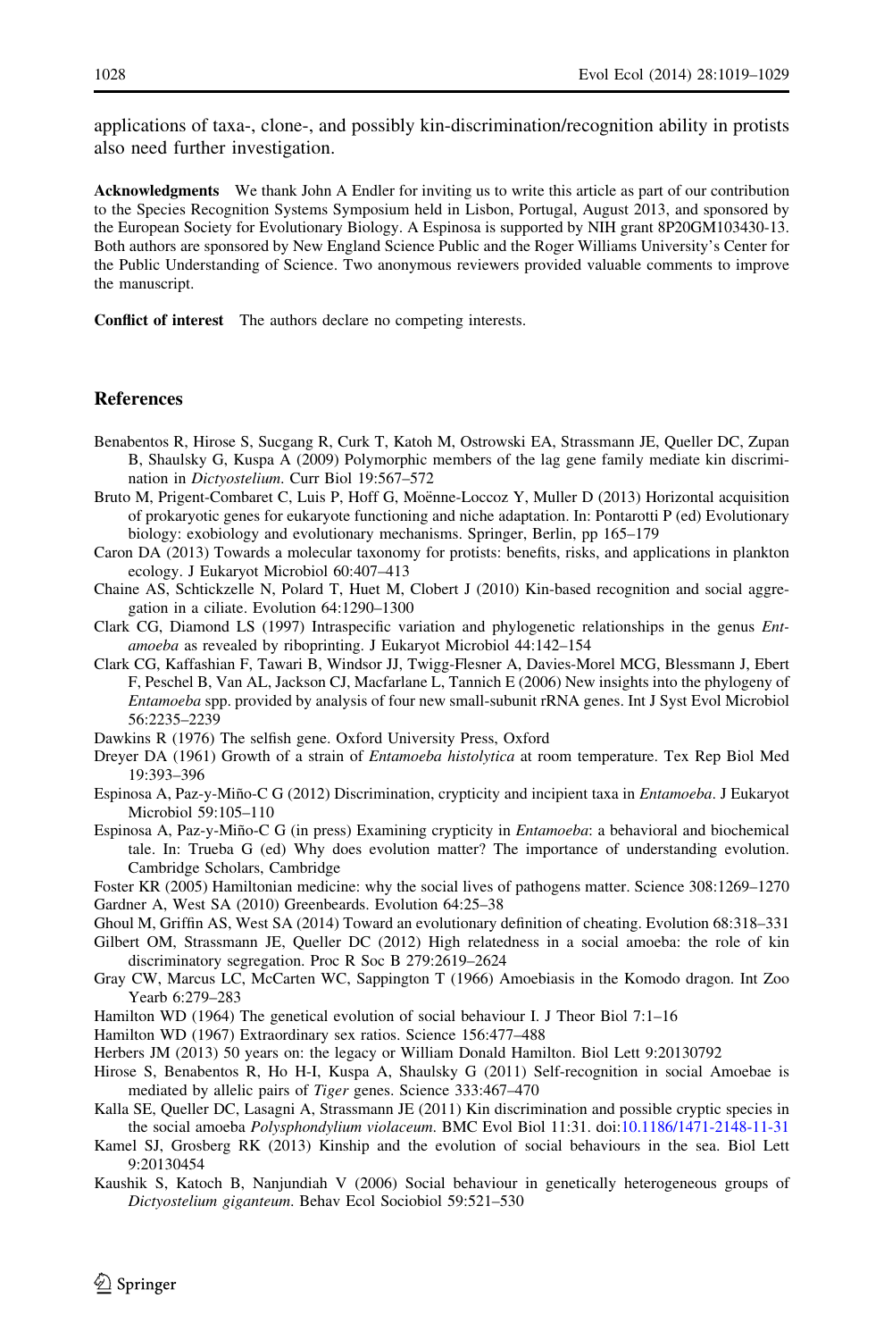applications of taxa-, clone-, and possibly kin-discrimination/recognition ability in protists also need further investigation.

**Acknowledgments** We thank John A Endler for inviting us to write this article as part of our contribution to the Species Recognition Systems Symposium held in Lisbon, Portugal, August 2013, and sponsored by the European Society for Evolutionary Biology. A Espinosa is supported by NIH grant 8P20GM103430-13. Both authors are sponsored by New England Science Public and the Roger Williams University's Center for the Public Understanding of Science. Two anonymous reviewers provided valuable comments to improve the manuscript.

**Conflict of interest** The authors declare no competing interests.

## References

Benabentos R, Hirose S, Sucgang R, Curk T, Katoh M, Ostrowski EA, Strassmann JE, Queller DC, Zupan B, Shaulsky G, Kuspa A (2009) Polymorphic members of the lag gene family mediate kin discrimination in *Dictyostelium*. Curr Biol 19:567–572

Bruto M, Prigent-Combaret C, Luis P, Hoff G, Moënne-Loccoz Y, Muller D (2013) Horizontal acquisition of prokaryotic genes for eukaryote functioning and niche adaptation. In: Pontarotti P (ed) Evolutionary biology: exobiology and evolutionary mechanisms. Springer, Berlin, pp 165–179

Caron DA (2013) Towards a molecular taxonomy for protists: benefits, risks, and applications in plankton ecology. J Eukaryot Microbiol 60:407–413

Chaine AS, Schtickzelle N, Polard T, Huet M, Clobert J (2010) Kin-based recognition and social aggregation in a ciliate. Evolution 64:1290–1300

Clark CG, Diamond LS (1997) Intraspecific variation and phylogenetic relationships in the genus *Entamoeba* as revealed by riboprinting. J Eukaryot Microbiol 44:142–154

Clark CG, Kaffashian F, Tawari B, Windsor JJ, Twigg-Flesner A, Davies-Morel MCG, Blessmann J, Ebert F, Peschel B, Van AL, Jackson CJ, Macfarlane L, Tannich E (2006) New insights into the phylogeny of *Entamoeba* spp. provided by analysis of four new small-subunit rRNA genes. Int J Syst Evol Microbiol 56:2235–2239

Dawkins R (1976) The selfish gene. Oxford University Press, Oxford

Dreyer DA (1961) Growth of a strain of *Entamoeba histolytica* at room temperature. Tex Rep Biol Med 19:393–396

Espinosa A, Paz-y-Miño-C G (2012) Discrimination, crypticity and incipient taxa in *Entamoeba*. J Eukaryot Microbiol 59:105–110

Espinosa A, Paz-y-Miño-C G (in press) Examining crypticity in *Entamoeba*: a behavioral and biochemical tale. In: Trueba G (ed) Why does evolution matter? The importance of understanding evolution. Cambridge Scholars, Cambridge

Foster KR (2005) Hamiltonian medicine: why the social lives of pathogens matter. Science 308:1269–1270

Gardner A, West SA (2010) Greenbeards. Evolution 64:25–38

Ghoul M, Griffin AS, West SA (2014) Toward an evolutionary definition of cheating. Evolution 68:318–331

Gilbert OM, Strassmann JE, Queller DC (2012) High relatedness in a social amoeba: the role of kin discriminatory segregation. Proc R Soc B 279:2619–2624

Gray CW, Marcus LC, McCarten WC, Sappington T (1966) Amoebiasis in the Komodo dragon. Int Zoo Yearb 6:279–283

Hamilton WD (1964) The genetical evolution of social behaviour I. J Theor Biol 7:1–16

Hamilton WD (1967) Extraordinary sex ratios. Science 156:477–488

Herbers JM (2013) 50 years on: the legacy of William Donald Hamilton. Biol Lett 9:20130792

Hirose S, Benabentos R, Ho H-I, Kuspa A, Shaulsky G (2011) Self-recognition in social Amoebae is mediated by allelic pairs of *Tiger* genes. Science 333:467–470

Kalla SE, Queller DC, Lasagni A, Strassmann JE (2011) Kin discrimination and possible cryptic species in the social amoeba *Polysphondylium violaceum*. BMC Evol Biol 11:31. doi:10.1186/1471-2148-11-31

Kamel SJ, Grosberg RK (2013) Kinship and the evolution of social behaviours in the sea. Biol Lett 9:20130454

Kaushik S, Katoch B, Nanjundiah V (2006) Social behaviour in genetically heterogeneous groups of *Dictyostelium giganteum*. Behav Ecol Sociobiol 59:521–530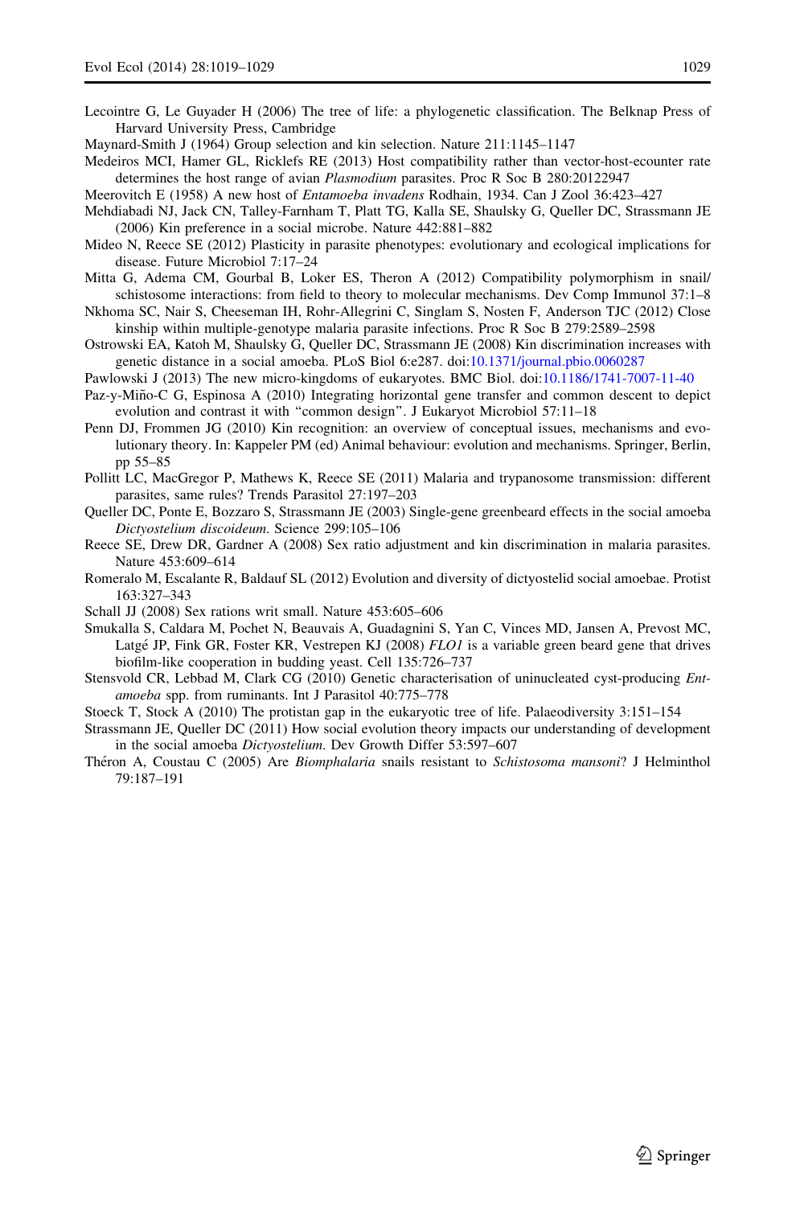Lecointre G, Le Guyader H (2006) The tree of life: a phylogenetic classification. The Belknap Press of Harvard University Press, Cambridge

Maynard-Smith J (1964) Group selection and kin selection. Nature 211:1145–1147

Medeiros MCI, Hamer GL, Ricklefs RE (2013) Host compatibility rather than vector-host-ecounter rate determines the host range of avian *Plasmodium* parasites. Proc R Soc B 280:20122947

Meerovitch E (1958) A new host of *Entamoeba invadens* Rodhain, 1934. Can J Zool 36:423–427

Mehdiabadi NJ, Jack CN, Talley-Farnham T, Platt TG, Kalla SE, Shaulsky G, Queller DC, Strassmann JE (2006) Kin preference in a social microbe. Nature 442:881–882

Mideo N, Reece SE (2012) Plasticity in parasite phenotypes: evolutionary and ecological implications for disease. Future Microbiol 7:17–24

Mitta G, Adema CM, Gourbal B, Loker ES, Theron A (2012) Compatibility polymorphism in snail/schistosome interactions: from field to theory to molecular mechanisms. Dev Comp Immunol 37:1–8

Nkhoma SC, Nair S, Cheeseman IH, Rohr-Allegrini C, Singlam S, Nosten F, Anderson TJC (2012) Close kinship within multiple-genotype malaria parasite infections. Proc R Soc B 279:2589–2598

Ostrowski EA, Katoh M, Shaulsky G, Queller DC, Strassmann JE (2008) Kin discrimination increases with genetic distance in a social amoeba. PLoS Biol 6:e287. doi:10.1371/journal.pbio.0060287

Pawlowski J (2013) The new micro-kingdoms of eukaryotes. BMC Biol. doi:10.1186/1741-7007-11-40

Paz-y-Miño-C G, Espinosa A (2010) Integrating horizontal gene transfer and common descent to depict evolution and contrast it with "common design". J Eukaryot Microbiol 57:11–18

Penn DJ, Frommen JG (2010) Kin recognition: an overview of conceptual issues, mechanisms and evolutionary theory. In: Kappeler PM (ed) Animal behaviour: evolution and mechanisms. Springer, Berlin, pp 55–85

Pollitt LC, MacGregor P, Mathews K, Reece SE (2011) Malaria and trypanosome transmission: different parasites, same rules? Trends Parasitol 27:197–203

Queller DC, Ponte E, Bozzaro S, Strassmann JE (2003) Single-gene greenbeard effects in the social amoeba *Dictyostelium discoideum*. Science 299:105–106

Reece SE, Drew DR, Gardner A (2008) Sex ratio adjustment and kin discrimination in malaria parasites. Nature 453:609–614

Romeralo M, Escalante R, Baldauf SL (2012) Evolution and diversity of dictyostelid social amoebae. Protist 163:327–343

Schall JJ (2008) Sex rations writ small. Nature 453:605–606

Smukalla S, Caldara M, Pochet N, Beauvais A, Guadagnini S, Yan C, Vinces MD, Jansen A, Prevost MC, Latgé JP, Fink GR, Foster KR, Vestrepen KJ (2008) *FLO1* is a variable green beard gene that drives biofilm-like cooperation in budding yeast. Cell 135:726–737

Stensvold CR, Lebbad M, Clark CG (2010) Genetic characterisation of uninucleated cyst-producing *Entamoeba* spp. from ruminants. Int J Parasitol 40:775–778

Stoeck T, Stock A (2010) The protistan gap in the eukaryotic tree of life. Palaeodiversity 3:151–154

Strassmann JE, Queller DC (2011) How social evolution theory impacts our understanding of development in the social amoeba *Dictyostelium*. Dev Growth Differ 53:597–607

Théron A, Coustau C (2005) Are *Biomphalaria* snails resistant to *Schistosoma mansoni*? J Helminthol 79:187–191